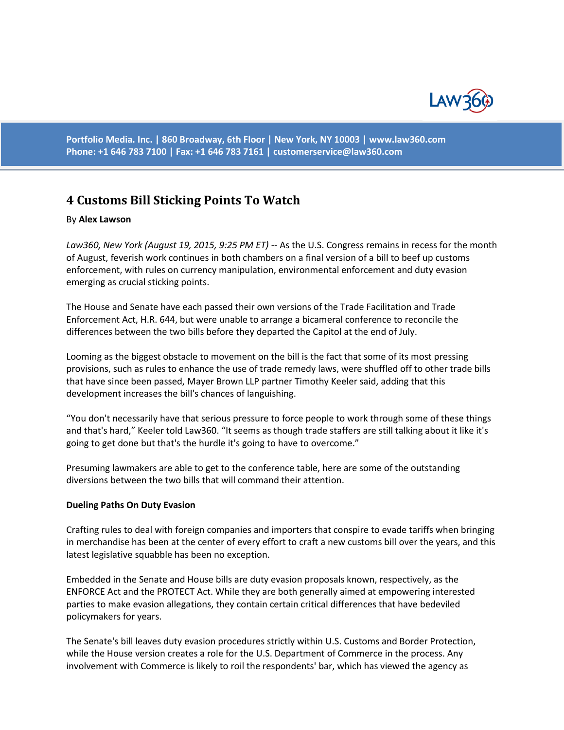# 4 Customs Bill Sticking Points To Watch

By **Alex Lawson**

*Law360, New York (August 19, 2015, 9:25 PM ET)* -- As the U.S. Congress remains in recess for the month of August, feverish work continues in both chambers on a final version of a bill to beef up customs enforcement, with rules on currency manipulation, environmental enforcement and duty evasion emerging as crucial sticking points.

The House and Senate have each passed their own versions of the Trade Facilitation and Trade Enforcement Act, H.R. 644, but were unable to arrange a bicameral conference to reconcile the differences between the two bills before they departed the Capitol at the end of July.

Looming as the biggest obstacle to movement on the bill is the fact that some of its most pressing provisions, such as rules to enhance the use of trade remedy laws, were shuffled off to other trade bills that have since been passed, Mayer Brown LLP partner Timothy Keeler said, adding that this development increases the bill's chances of languishing.

"You don't necessarily have that serious pressure to force people to work through some of these things and that's hard," Keeler told Law360. "It seems as though trade staffers are still talking about it like it's going to get done but that's the hurdle it's going to have to overcome."

Presuming lawmakers are able to get to the conference table, here are some of the outstanding diversions between the two bills that will command their attention.

**Dueling Paths On Duty Evasion**

Crafting rules to deal with foreign companies and importers that conspire to evade tariffs when bringing in merchandise has been at the center of every effort to craft a new customs bill over the years, and this latest legislative squabble has been no exception.

Embedded in the Senate and House bills are duty evasion proposals known, respectively, as the ENFORCE Act and the PROTECT Act. While they are both generally aimed at empowering interested parties to make evasion allegations, they contain certain critical differences that have bedeviled policymakers for years.

The Senate's bill leaves duty evasion procedures strictly within U.S. Customs and Border Protection, while the House version creates a role for the U.S. Department of Commerce in the process. Any involvement with Commerce is likely to roil the respondents' bar, which has viewed the agency as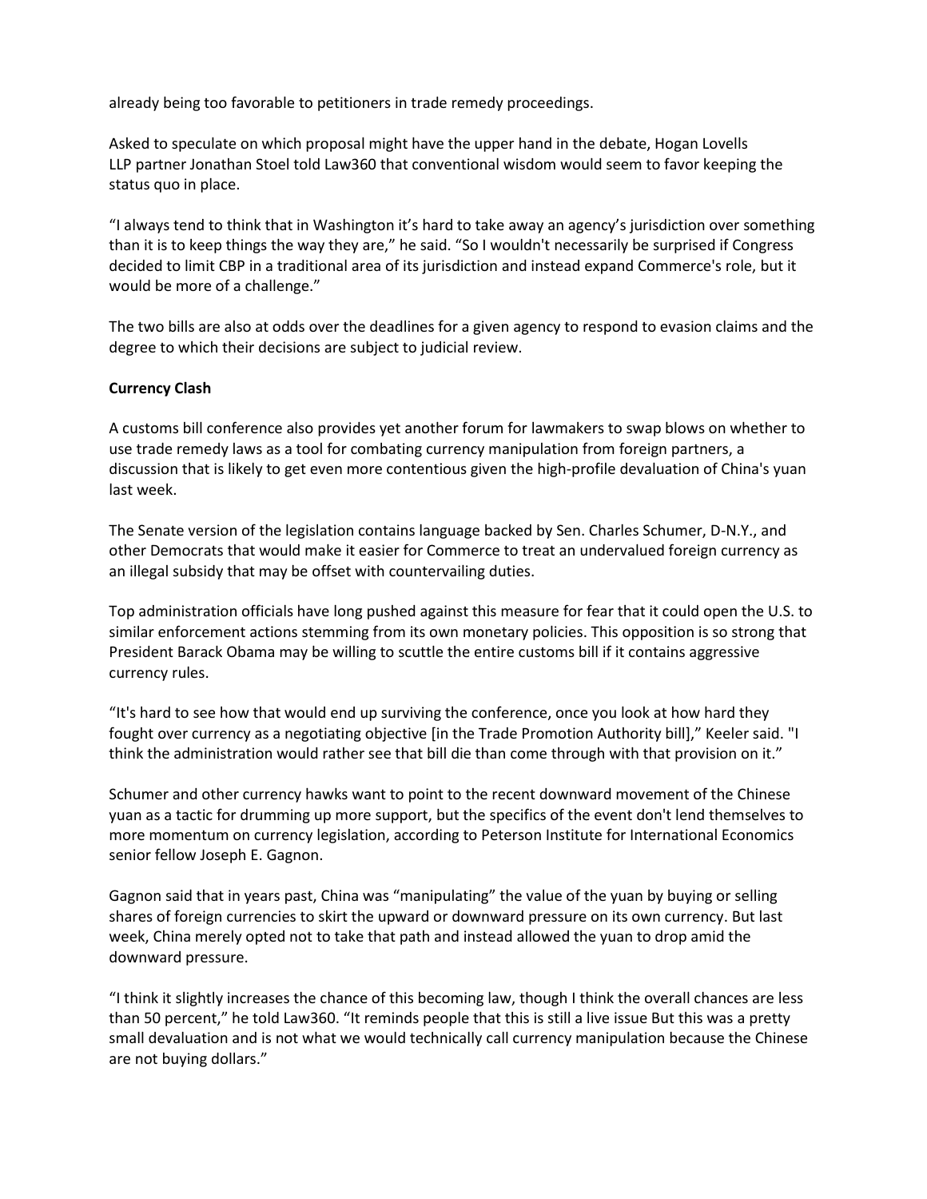already being too favorable to petitioners in trade remedy proceedings.

Asked to speculate on which proposal might have the upper hand in the debate, Hogan Lovells LLP partner Jonathan Stoel told Law360 that conventional wisdom would seem to favor keeping the status quo in place.

“I always tend to think that in Washington it’s hard to take away an agency’s jurisdiction over something than it is to keep things the way they are,” he said. “So I wouldn't necessarily be surprised if Congress decided to limit CBP in a traditional area of its jurisdiction and instead expand Commerce's role, but it would be more of a challenge.”

The two bills are also at odds over the deadlines for a given agency to respond to evasion claims and the degree to which their decisions are subject to judicial review.

**Currency Clash**

A customs bill conference also provides yet another forum for lawmakers to swap blows on whether to use trade remedy laws as a tool for combating currency manipulation from foreign partners, a discussion that is likely to get even more contentious given the high-profile devaluation of China's yuan last week.

The Senate version of the legislation contains language backed by Sen. Charles Schumer, D-N.Y., and other Democrats that would make it easier for Commerce to treat an undervalued foreign currency as an illegal subsidy that may be offset with countervailing duties.

Top administration officials have long pushed against this measure for fear that it could open the U.S. to similar enforcement actions stemming from its own monetary policies. This opposition is so strong that President Barack Obama may be willing to scuttle the entire customs bill if it contains aggressive currency rules.

“It's hard to see how that would end up surviving the conference, once you look at how hard they fought over currency as a negotiating objective [in the Trade Promotion Authority bill],” Keeler said. "I think the administration would rather see that bill die than come through with that provision on it.”

Schumer and other currency hawks want to point to the recent downward movement of the Chinese yuan as a tactic for drumming up more support, but the specifics of the event don't lend themselves to more momentum on currency legislation, according to Peterson Institute for International Economics senior fellow Joseph E. Gagnon.

Gagnon said that in years past, China was “manipulating” the value of the yuan by buying or selling shares of foreign currencies to skirt the upward or downward pressure on its own currency. But last week, China merely opted not to take that path and instead allowed the yuan to drop amid the downward pressure.

“I think it slightly increases the chance of this becoming law, though I think the overall chances are less than 50 percent,” he told Law360. “It reminds people that this is still a live issue But this was a pretty small devaluation and is not what we would technically call currency manipulation because the Chinese are not buying dollars.”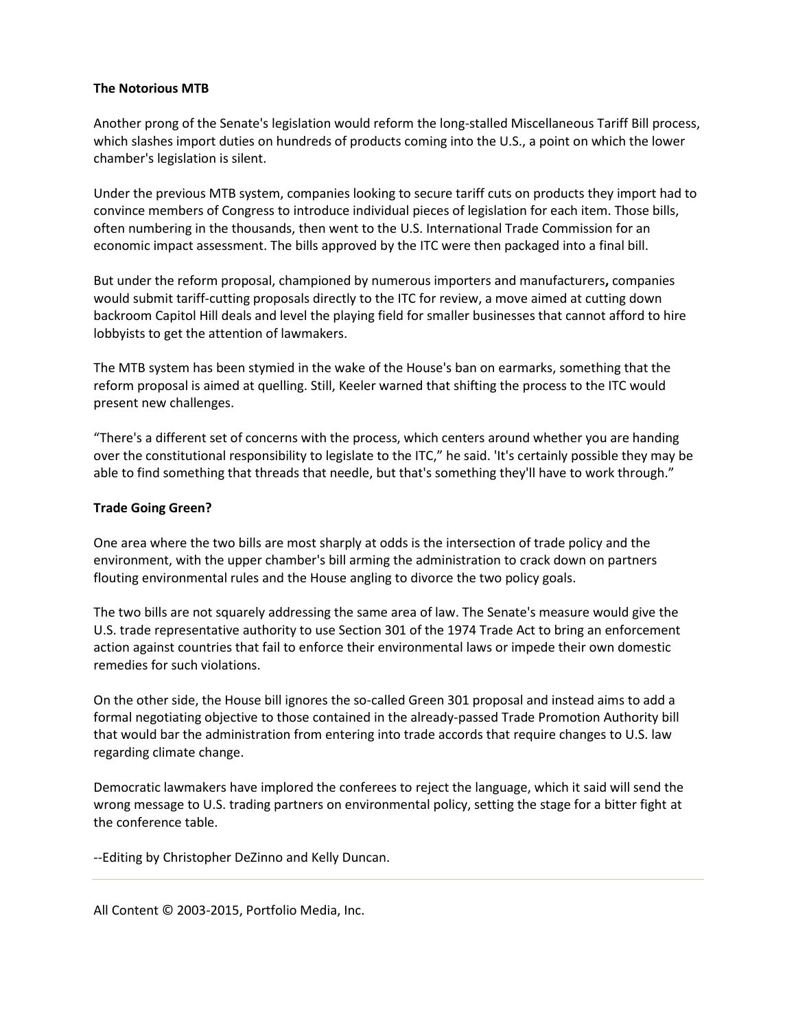**The Notorious MTB**

Another prong of the Senate's legislation would reform the long-stalled Miscellaneous Tariff Bill process, which slashes import duties on hundreds of products coming into the U.S., a point on which the lower chamber's legislation is silent.

Under the previous MTB system, companies looking to secure tariff cuts on products they import had to convince members of Congress to introduce individual pieces of legislation for each item. Those bills, often numbering in the thousands, then went to the U.S. International Trade Commission for an economic impact assessment. The bills approved by the ITC were then packaged into a final bill.

But under the reform proposal, championed by numerous importers and manufacturers**,** companies would submit tariff-cutting proposals directly to the ITC for review, a move aimed at cutting down backroom Capitol Hill deals and level the playing field for smaller businesses that cannot afford to hire lobbyists to get the attention of lawmakers.

The MTB system has been stymied in the wake of the House's ban on earmarks, something that the reform proposal is aimed at quelling. Still, Keeler warned that shifting the process to the ITC would present new challenges.

"There's a different set of concerns with the process, which centers around whether you are handing over the constitutional responsibility to legislate to the ITC," he said. 'It's certainly possible they may be able to find something that threads that needle, but that's something they'll have to work through."

**Trade Going Green?**

One area where the two bills are most sharply at odds is the intersection of trade policy and the environment, with the upper chamber's bill arming the administration to crack down on partners flouting environmental rules and the House angling to divorce the two policy goals.

The two bills are not squarely addressing the same area of law. The Senate's measure would give the U.S. trade representative authority to use Section 301 of the 1974 Trade Act to bring an enforcement action against countries that fail to enforce their environmental laws or impede their own domestic remedies for such violations.

On the other side, the House bill ignores the so-called Green 301 proposal and instead aims to add a formal negotiating objective to those contained in the already-passed Trade Promotion Authority bill that would bar the administration from entering into trade accords that require changes to U.S. law regarding climate change.

Democratic lawmakers have implored the conferees to reject the language, which it said will send the wrong message to U.S. trading partners on environmental policy, setting the stage for a bitter fight at the conference table.

--Editing by Christopher DeZinno and Kelly Duncan.

---

All Content © 2003-2015, Portfolio Media, Inc.